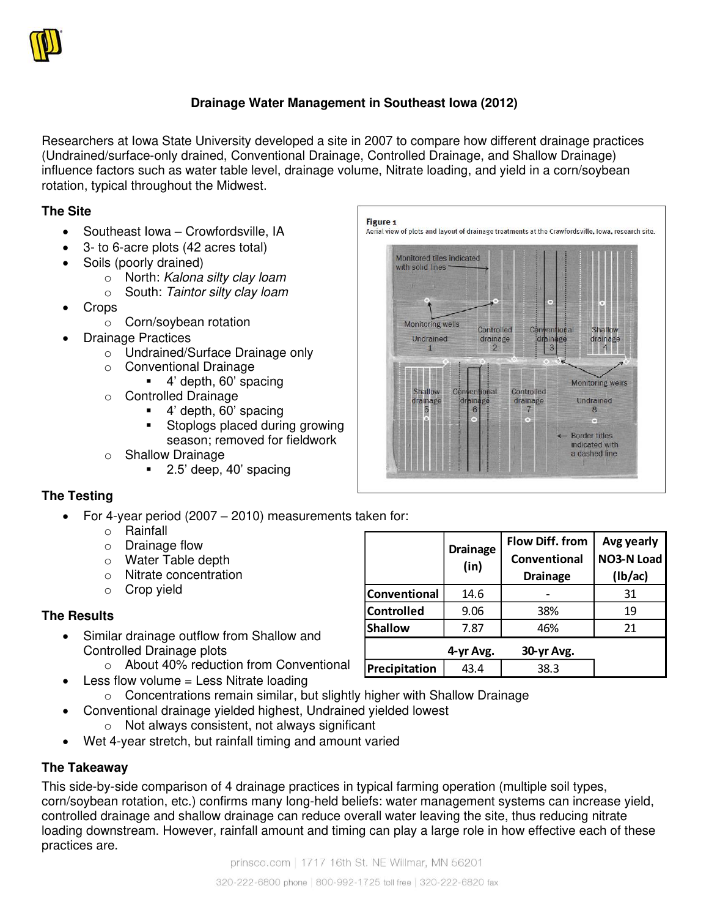# Drainage Water Management in Southeast Iowa (2012)

Researchers at Iowa State University developed a site in 2007 to compare how different drainage practices (Undrained/surface-only drained, Conventional Drainage, Controlled Drainage, and Shallow Drainage) influence factors such as water table level, drainage volume, Nitrate loading, and yield in a corn/soybean rotation, typical throughout the Midwest.

## The Site

- Southeast Iowa – Crowfordsville, IA
- 3- to 6-acre plots (42 acres total)
- Soils (poorly drained)
  - North: *Kalona silty clay loam*
  - South: *Taintor silty clay loam*
- Crops
  - Corn/soybean rotation
- Drainage Practices
  - Undrained/Surface Drainage only
  - Conventional Drainage
    - 4' depth, 60' spacing
  - Controlled Drainage
    - 4' depth, 60' spacing
    - Stoplogs placed during growing season; removed for fieldwork
  - Shallow Drainage
    - 2.5' deep, 40' spacing

**Figure 1**
Aerial view of plots and layout of drainage treatments at the Crawfordsville, Iowa, research site.

## The Testing

- For 4-year period (2007 – 2010) measurements taken for:
  - Rainfall
  - Drainage flow
  - Water Table depth
  - Nitrate concentration
  - Crop yield

| | Drainage (in) | Flow Diff. from Conventional Drainage | Avg yearly NO3-N Load (lb/ac) |
|---|---|---|---|
| Conventional | 14.6 | - | 31 |
| Controlled | 9.06 | 38% | 19 |
| Shallow | 7.87 | 46% | 21 |
| | 4-yr Avg. | 30-yr Avg. | |
| Precipitation | 43.4 | 38.3 | |

## The Results

- Similar drainage outflow from Shallow and Controlled Drainage plots
  - About 40% reduction from Conventional
- Less flow volume = Less Nitrate loading
  - Concentrations remain similar, but slightly higher with Shallow Drainage
- Conventional drainage yielded highest, Undrained yielded lowest
  - Not always consistent, not always significant
- Wet 4-year stretch, but rainfall timing and amount varied

## The Takeaway

This side-by-side comparison of 4 drainage practices in typical farming operation (multiple soil types, corn/soybean rotation, etc.) confirms many long-held beliefs: water management systems can increase yield, controlled drainage and shallow drainage can reduce overall water leaving the site, thus reducing nitrate loading downstream. However, rainfall amount and timing can play a large role in how effective each of these practices are.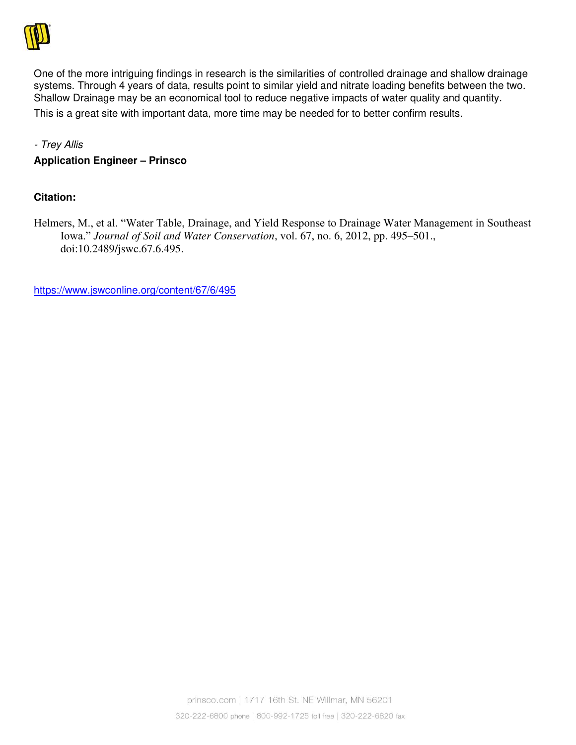One of the more intriguing findings in research is the similarities of controlled drainage and shallow drainage systems. Through 4 years of data, results point to similar yield and nitrate loading benefits between the two. Shallow Drainage may be an economical tool to reduce negative impacts of water quality and quantity.

This is a great site with important data, more time may be needed for to better confirm results.

*- Trey Allis*

**Application Engineer – Prinsco**

**Citation:**

Helmers, M., et al. "Water Table, Drainage, and Yield Response to Drainage Water Management in Southeast Iowa." *Journal of Soil and Water Conservation*, vol. 67, no. 6, 2012, pp. 495–501., doi:10.2489/jswc.67.6.495.

https://www.jswconline.org/content/67/6/495